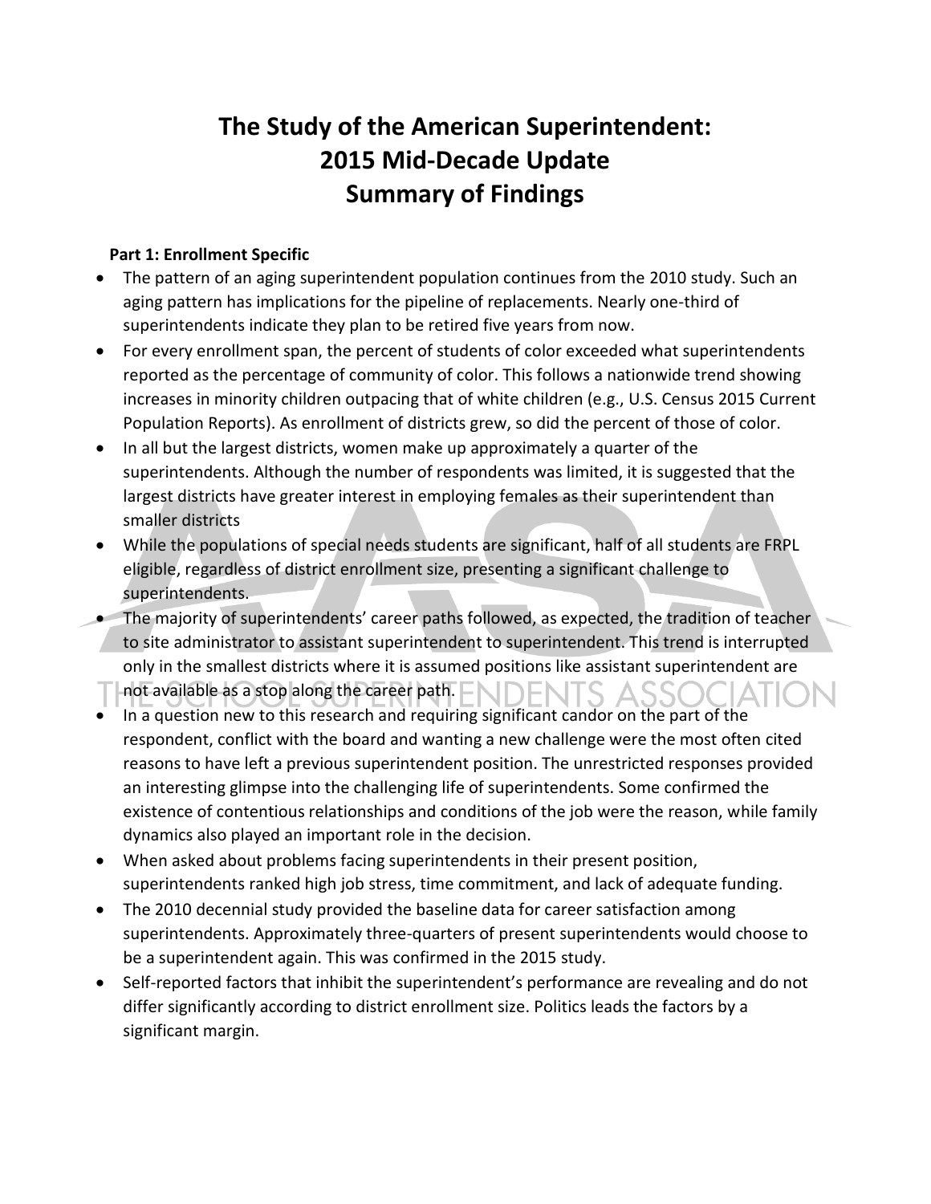# The Study of the American Superintendent: 2015 Mid-Decade Update Summary of Findings

**Part 1: Enrollment Specific**

- The pattern of an aging superintendent population continues from the 2010 study. Such an aging pattern has implications for the pipeline of replacements. Nearly one-third of superintendents indicate they plan to be retired five years from now.
- For every enrollment span, the percent of students of color exceeded what superintendents reported as the percentage of community of color. This follows a nationwide trend showing increases in minority children outpacing that of white children (e.g., U.S. Census 2015 Current Population Reports). As enrollment of districts grew, so did the percent of those of color.
- In all but the largest districts, women make up approximately a quarter of the superintendents. Although the number of respondents was limited, it is suggested that the largest districts have greater interest in employing females as their superintendent than smaller districts
- While the populations of special needs students are significant, half of all students are FRPL eligible, regardless of district enrollment size, presenting a significant challenge to superintendents.
- The majority of superintendents' career paths followed, as expected, the tradition of teacher to site administrator to assistant superintendent to superintendent. This trend is interrupted only in the smallest districts where it is assumed positions like assistant superintendent are not available as a stop along the career path.
- In a question new to this research and requiring significant candor on the part of the respondent, conflict with the board and wanting a new challenge were the most often cited reasons to have left a previous superintendent position. The unrestricted responses provided an interesting glimpse into the challenging life of superintendents. Some confirmed the existence of contentious relationships and conditions of the job were the reason, while family dynamics also played an important role in the decision.
- When asked about problems facing superintendents in their present position, superintendents ranked high job stress, time commitment, and lack of adequate funding.
- The 2010 decennial study provided the baseline data for career satisfaction among superintendents. Approximately three-quarters of present superintendents would choose to be a superintendent again. This was confirmed in the 2015 study.
- Self-reported factors that inhibit the superintendent's performance are revealing and do not differ significantly according to district enrollment size. Politics leads the factors by a significant margin.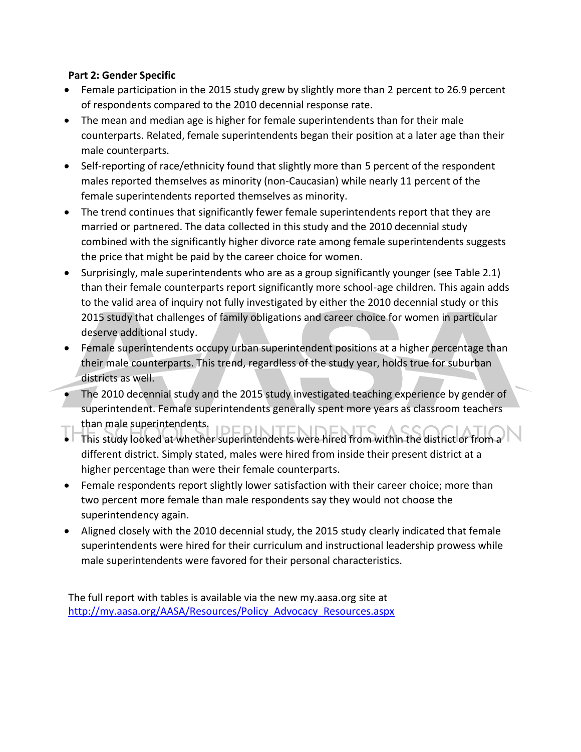**Part 2: Gender Specific**

- Female participation in the 2015 study grew by slightly more than 2 percent to 26.9 percent of respondents compared to the 2010 decennial response rate.
- The mean and median age is higher for female superintendents than for their male counterparts. Related, female superintendents began their position at a later age than their male counterparts.
- Self-reporting of race/ethnicity found that slightly more than 5 percent of the respondent males reported themselves as minority (non-Caucasian) while nearly 11 percent of the female superintendents reported themselves as minority.
- The trend continues that significantly fewer female superintendents report that they are married or partnered. The data collected in this study and the 2010 decennial study combined with the significantly higher divorce rate among female superintendents suggests the price that might be paid by the career choice for women.
- Surprisingly, male superintendents who are as a group significantly younger (see Table 2.1) than their female counterparts report significantly more school-age children. This again adds to the valid area of inquiry not fully investigated by either the 2010 decennial study or this 2015 study that challenges of family obligations and career choice for women in particular deserve additional study.
- Female superintendents occupy urban superintendent positions at a higher percentage than their male counterparts. This trend, regardless of the study year, holds true for suburban districts as well.
- The 2010 decennial study and the 2015 study investigated teaching experience by gender of superintendent. Female superintendents generally spent more years as classroom teachers than male superintendents.
- This study looked at whether superintendents were hired from within the district or from a different district. Simply stated, males were hired from inside their present district at a higher percentage than were their female counterparts.
- Female respondents report slightly lower satisfaction with their career choice; more than two percent more female than male respondents say they would not choose the superintendency again.
- Aligned closely with the 2010 decennial study, the 2015 study clearly indicated that female superintendents were hired for their curriculum and instructional leadership prowess while male superintendents were favored for their personal characteristics.

The full report with tables is available via the new my.aasa.org site at
http://my.aasa.org/AASA/Resources/Policy_Advocacy_Resources.aspx